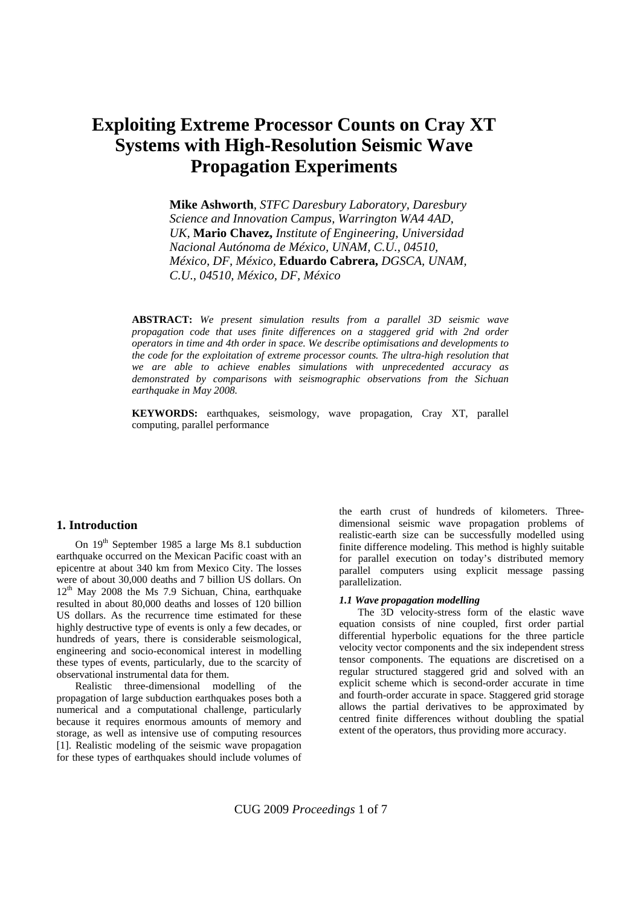# Exploiting Extreme Processor Counts on Cray XT Systems with High-Resolution Seismic Wave Propagation Experiments

**Mike Ashworth**, *STFC Daresbury Laboratory, Daresbury Science and Innovation Campus, Warrington WA4 4AD, UK*, **Mario Chavez,** *Institute of Engineering, Universidad Nacional Autónoma de México, UNAM, C.U., 04510, México, DF, México*, **Eduardo Cabrera,** *DGSCA, UNAM, C.U., 04510, México, DF, México*

**ABSTRACT:** *We present simulation results from a parallel 3D seismic wave propagation code that uses finite differences on a staggered grid with 2nd order operators in time and 4th order in space. We describe optimisations and developments to the code for the exploitation of extreme processor counts. The ultra-high resolution that we are able to achieve enables simulations with unprecedented accuracy as demonstrated by comparisons with seismographic observations from the Sichuan earthquake in May 2008.*

**KEYWORDS:** earthquakes, seismology, wave propagation, Cray XT, parallel computing, parallel performance

## 1. Introduction

On 19th September 1985 a large Ms 8.1 subduction earthquake occurred on the Mexican Pacific coast with an epicentre at about 340 km from Mexico City. The losses were of about 30,000 deaths and 7 billion US dollars. On 12th May 2008 the Ms 7.9 Sichuan, China, earthquake resulted in about 80,000 deaths and losses of 120 billion US dollars. As the recurrence time estimated for these highly destructive type of events is only a few decades, or hundreds of years, there is considerable seismological, engineering and socio-economical interest in modelling these types of events, particularly, due to the scarcity of observational instrumental data for them.

Realistic three-dimensional modelling of the propagation of large subduction earthquakes poses both a numerical and a computational challenge, particularly because it requires enormous amounts of memory and storage, as well as intensive use of computing resources [1]. Realistic modeling of the seismic wave propagation for these types of earthquakes should include volumes of the earth crust of hundreds of kilometers. Three-dimensional seismic wave propagation problems of realistic-earth size can be successfully modelled using finite difference modeling. This method is highly suitable for parallel execution on today's distributed memory parallel computers using explicit message passing parallelization.

### *1.1 Wave propagation modelling*

The 3D velocity-stress form of the elastic wave equation consists of nine coupled, first order partial differential hyperbolic equations for the three particle velocity vector components and the six independent stress tensor components. The equations are discretised on a regular structured staggered grid and solved with an explicit scheme which is second-order accurate in time and fourth-order accurate in space. Staggered grid storage allows the partial derivatives to be approximated by centred finite differences without doubling the spatial extent of the operators, thus providing more accuracy.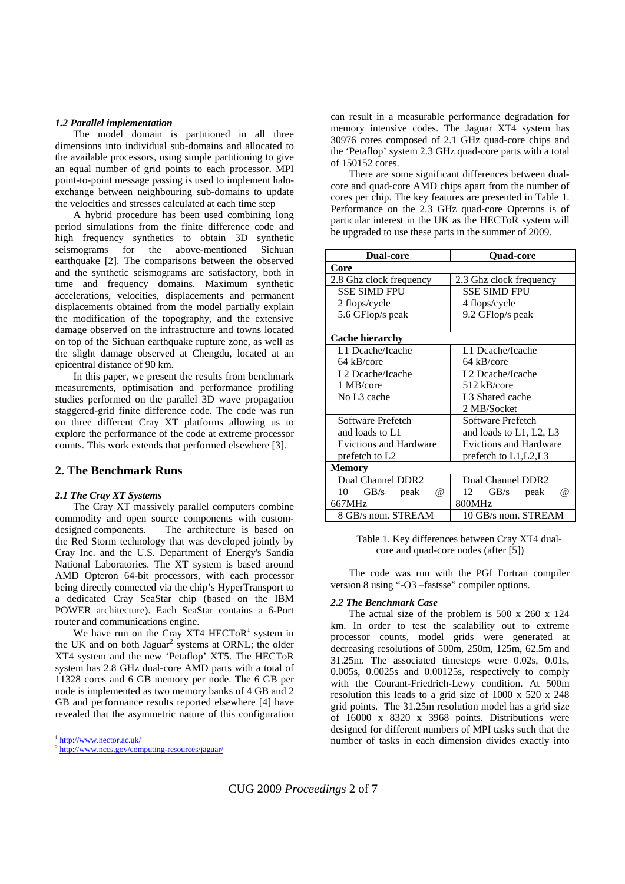### *1.2 Parallel implementation*

The model domain is partitioned in all three dimensions into individual sub-domains and allocated to the available processors, using simple partitioning to give an equal number of grid points to each processor. MPI point-to-point message passing is used to implement halo-exchange between neighbouring sub-domains to update the velocities and stresses calculated at each time step

A hybrid procedure has been used combining long period simulations from the finite difference code and high frequency synthetics to obtain 3D synthetic seismograms for the above-mentioned Sichuan earthquake [2]. The comparisons between the observed and the synthetic seismograms are satisfactory, both in time and frequency domains. Maximum synthetic accelerations, velocities, displacements and permanent displacements obtained from the model partially explain the modification of the topography, and the extensive damage observed on the infrastructure and towns located on top of the Sichuan earthquake rupture zone, as well as the slight damage observed at Chengdu, located at an epicentral distance of 90 km.

In this paper, we present the results from benchmark measurements, optimisation and performance profiling studies performed on the parallel 3D wave propagation staggered-grid finite difference code. The code was run on three different Cray XT platforms allowing us to explore the performance of the code at extreme processor counts. This work extends that performed elsewhere [3].

## 2. The Benchmark Runs

### *2.1 The Cray XT Systems*

The Cray XT massively parallel computers combine commodity and open source components with custom-designed components. The architecture is based on the Red Storm technology that was developed jointly by Cray Inc. and the U.S. Department of Energy's Sandia National Laboratories. The XT system is based around AMD Opteron 64-bit processors, with each processor being directly connected via the chip's HyperTransport to a dedicated Cray SeaStar chip (based on the IBM POWER architecture). Each SeaStar contains a 6-Port router and communications engine.

We have run on the Cray XT4 HECToR[1] system in the UK and on both Jaguar[2] systems at ORNL; the older XT4 system and the new 'Petaflop' XT5. The HECToR system has 2.8 GHz dual-core AMD parts with a total of 11328 cores and 6 GB memory per node. The 6 GB per node is implemented as two memory banks of 4 GB and 2 GB and performance results reported elsewhere [4] have revealed that the asymmetric nature of this configuration can result in a measurable performance degradation for memory intensive codes. The Jaguar XT4 system has 30976 cores composed of 2.1 GHz quad-core chips and the 'Petaflop' system 2.3 GHz quad-core parts with a total of 150152 cores.

There are some significant differences between dual-core and quad-core AMD chips apart from the number of cores per chip. The key features are presented in Table 1. Performance on the 2.3 GHz quad-core Opterons is of particular interest in the UK as the HECToR system will be upgraded to use these parts in the summer of 2009.

| Dual-core | Quad-core |
|---|---|
| **Core** | |
| 2.8 Ghz clock frequency | 2.3 Ghz clock frequency |
| SSE SIMD FPU<br>2 flops/cycle<br>5.6 GFlop/s peak | SSE SIMD FPU<br>4 flops/cycle<br>9.2 GFlop/s peak |
| **Cache hierarchy** | |
| L1 Dcache/Icache<br>64 kB/core | L1 Dcache/Icache<br>64 kB/core |
| L2 Dcache/Icache<br>1 MB/core | L2 Dcache/Icache<br>512 kB/core |
| No L3 cache | L3 Shared cache<br>2 MB/Socket |
| Software Prefetch<br>and loads to L1 | Software Prefetch<br>and loads to L1, L2, L3 |
| Evictions and Hardware<br>prefetch to L2 | Evictions and Hardware<br>prefetch to L1,L2,L3 |
| **Memory** | |
| Dual Channel DDR2 | Dual Channel DDR2 |
| 10 GB/s peak @ 667MHz | 12 GB/s peak @ 800MHz |
| 8 GB/s nom. STREAM | 10 GB/s nom. STREAM |

Table 1. Key differences between Cray XT4 dual-core and quad-core nodes (after [5])

The code was run with the PGI Fortran compiler version 8 using "-O3 –fastsse" compiler options.

### *2.2 The Benchmark Case*

The actual size of the problem is 500 x 260 x 124 km. In order to test the scalability out to extreme processor counts, model grids were generated at decreasing resolutions of 500m, 250m, 125m, 62.5m and 31.25m. The associated timesteps were 0.02s, 0.01s, 0.005s, 0.0025s and 0.00125s, respectively to comply with the Courant-Friedrich-Lewy condition. At 500m resolution this leads to a grid size of 1000 x 520 x 248 grid points. The 31.25m resolution model has a grid size of 16000 x 8320 x 3968 points. Distributions were designed for different numbers of MPI tasks such that the number of tasks in each dimension divides exactly into

[1] http://www.hector.ac.uk/
[2] http://www.nccs.gov/computing-resources/jaguar/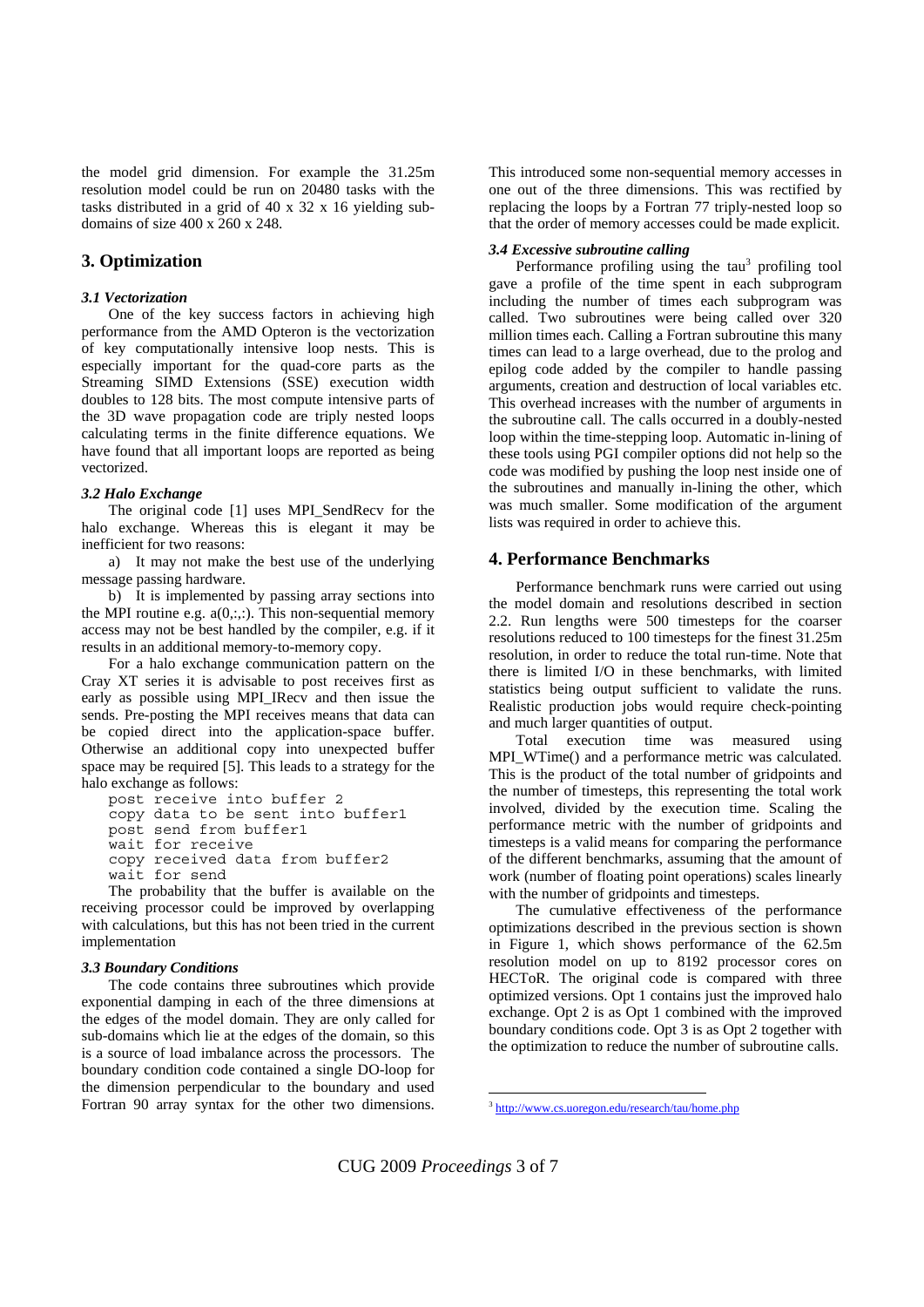the model grid dimension. For example the 31.25m resolution model could be run on 20480 tasks with the tasks distributed in a grid of 40 x 32 x 16 yielding sub-domains of size 400 x 260 x 248.

## 3. Optimization

### *3.1 Vectorization*

One of the key success factors in achieving high performance from the AMD Opteron is the vectorization of key computationally intensive loop nests. This is especially important for the quad-core parts as the Streaming SIMD Extensions (SSE) execution width doubles to 128 bits. The most compute intensive parts of the 3D wave propagation code are triply nested loops calculating terms in the finite difference equations. We have found that all important loops are reported as being vectorized.

### *3.2 Halo Exchange*

The original code [1] uses MPI_SendRecv for the halo exchange. Whereas this is elegant it may be inefficient for two reasons:

a) It may not make the best use of the underlying message passing hardware.

b) It is implemented by passing array sections into the MPI routine e.g. a(0,:,:). This non-sequential memory access may not be best handled by the compiler, e.g. if it results in an additional memory-to-memory copy.

For a halo exchange communication pattern on the Cray XT series it is advisable to post receives first as early as possible using MPI_IRecv and then issue the sends. Pre-posting the MPI receives means that data can be copied direct into the application-space buffer. Otherwise an additional copy into unexpected buffer space may be required [5]. This leads to a strategy for the halo exchange as follows:

```
post receive into buffer 2
copy data to be sent into buffer1
post send from buffer1
wait for receive
copy received data from buffer2
wait for send
```

The probability that the buffer is available on the receiving processor could be improved by overlapping with calculations, but this has not been tried in the current implementation

### *3.3 Boundary Conditions*

The code contains three subroutines which provide exponential damping in each of the three dimensions at the edges of the model domain. They are only called for sub-domains which lie at the edges of the domain, so this is a source of load imbalance across the processors. The boundary condition code contained a single DO-loop for the dimension perpendicular to the boundary and used Fortran 90 array syntax for the other two dimensions. This introduced some non-sequential memory accesses in one out of the three dimensions. This was rectified by replacing the loops by a Fortran 77 triply-nested loop so that the order of memory accesses could be made explicit.

### *3.4 Excessive subroutine calling*

Performance profiling using the tau[3] profiling tool gave a profile of the time spent in each subprogram including the number of times each subprogram was called. Two subroutines were being called over 320 million times each. Calling a Fortran subroutine this many times can lead to a large overhead, due to the prolog and epilog code added by the compiler to handle passing arguments, creation and destruction of local variables etc. This overhead increases with the number of arguments in the subroutine call. The calls occurred in a doubly-nested loop within the time-stepping loop. Automatic in-lining of these tools using PGI compiler options did not help so the code was modified by pushing the loop nest inside one of the subroutines and manually in-lining the other, which was much smaller. Some modification of the argument lists was required in order to achieve this.

## 4. Performance Benchmarks

Performance benchmark runs were carried out using the model domain and resolutions described in section 2.2. Run lengths were 500 timesteps for the coarser resolutions reduced to 100 timesteps for the finest 31.25m resolution, in order to reduce the total run-time. Note that there is limited I/O in these benchmarks, with limited statistics being output sufficient to validate the runs. Realistic production jobs would require check-pointing and much larger quantities of output.

Total execution time was measured using MPI_WTime() and a performance metric was calculated. This is the product of the total number of gridpoints and the number of timesteps, this representing the total work involved, divided by the execution time. Scaling the performance metric with the number of gridpoints and timesteps is a valid means for comparing the performance of the different benchmarks, assuming that the amount of work (number of floating point operations) scales linearly with the number of gridpoints and timesteps.

The cumulative effectiveness of the performance optimizations described in the previous section is shown in Figure 1, which shows performance of the 62.5m resolution model on up to 8192 processor cores on HECToR. The original code is compared with three optimized versions. Opt 1 contains just the improved halo exchange. Opt 2 is as Opt 1 combined with the improved boundary conditions code. Opt 3 is as Opt 2 together with the optimization to reduce the number of subroutine calls.

---

[3] http://www.cs.uoregon.edu/research/tau/home.php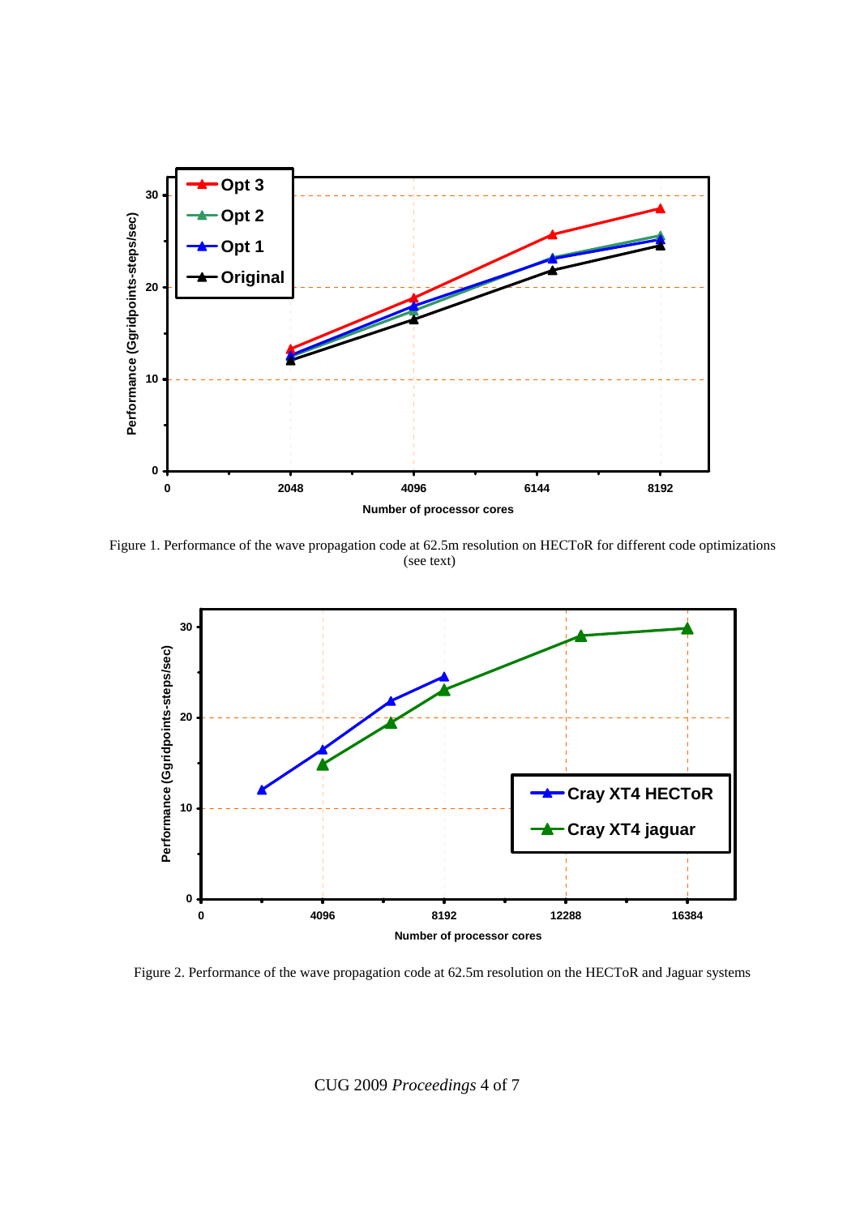Figure 1. Performance of the wave propagation code at 62.5m resolution on HECToR for different code optimizations (see text)

Figure 2. Performance of the wave propagation code at 62.5m resolution on the HECToR and Jaguar systems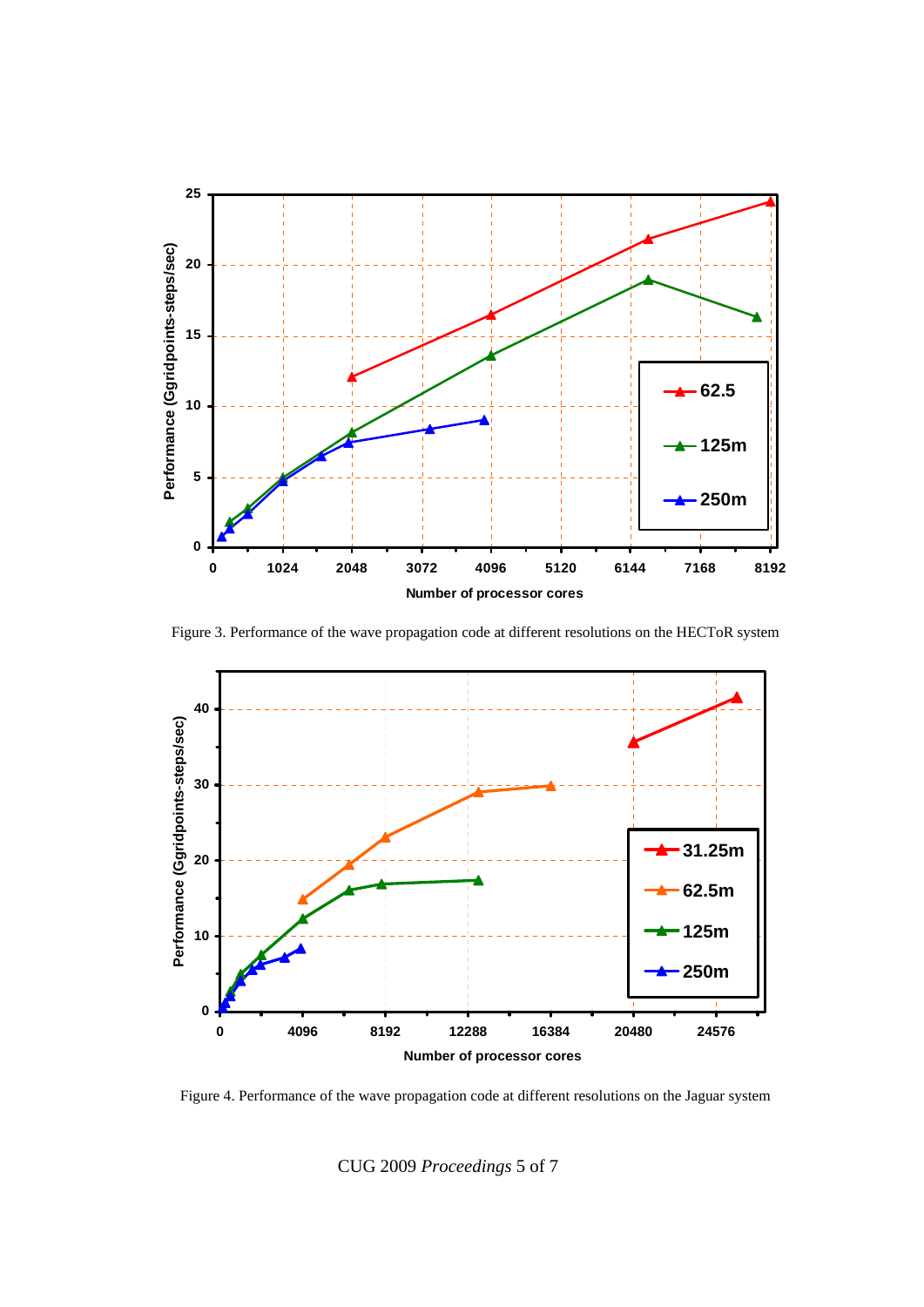Figure 3. Performance of the wave propagation code at different resolutions on the HECToR system

Figure 4. Performance of the wave propagation code at different resolutions on the Jaguar system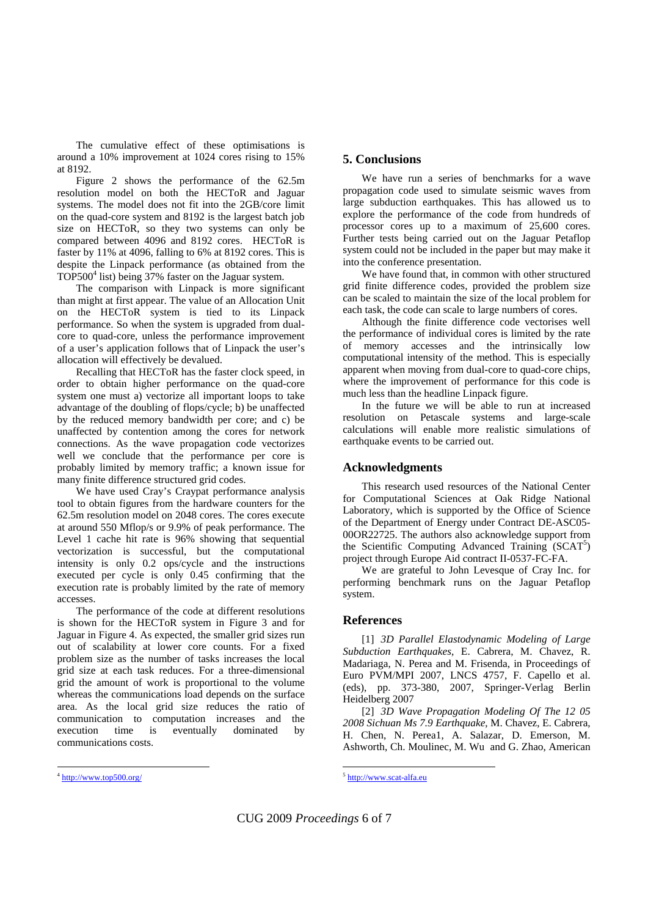The cumulative effect of these optimisations is around a 10% improvement at 1024 cores rising to 15% at 8192.

Figure 2 shows the performance of the 62.5m resolution model on both the HECToR and Jaguar systems. The model does not fit into the 2GB/core limit on the quad-core system and 8192 is the largest batch job size on HECToR, so they two systems can only be compared between 4096 and 8192 cores. HECToR is faster by 11% at 4096, falling to 6% at 8192 cores. This is despite the Linpack performance (as obtained from the TOP500[4] list) being 37% faster on the Jaguar system.

The comparison with Linpack is more significant than might at first appear. The value of an Allocation Unit on the HECToR system is tied to its Linpack performance. So when the system is upgraded from dual-core to quad-core, unless the performance improvement of a user's application follows that of Linpack the user's allocation will effectively be devalued.

Recalling that HECToR has the faster clock speed, in order to obtain higher performance on the quad-core system one must a) vectorize all important loops to take advantage of the doubling of flops/cycle; b) be unaffected by the reduced memory bandwidth per core; and c) be unaffected by contention among the cores for network connections. As the wave propagation code vectorizes well we conclude that the performance per core is probably limited by memory traffic; a known issue for many finite difference structured grid codes.

We have used Cray's Craypat performance analysis tool to obtain figures from the hardware counters for the 62.5m resolution model on 2048 cores. The cores execute at around 550 Mflop/s or 9.9% of peak performance. The Level 1 cache hit rate is 96% showing that sequential vectorization is successful, but the computational intensity is only 0.2 ops/cycle and the instructions executed per cycle is only 0.45 confirming that the execution rate is probably limited by the rate of memory accesses.

The performance of the code at different resolutions is shown for the HECToR system in Figure 3 and for Jaguar in Figure 4. As expected, the smaller grid sizes run out of scalability at lower core counts. For a fixed problem size as the number of tasks increases the local grid size at each task reduces. For a three-dimensional grid the amount of work is proportional to the volume whereas the communications load depends on the surface area. As the local grid size reduces the ratio of communication to computation increases and the execution time is eventually dominated by communications costs.

[4] http://www.top500.org/

## 5. Conclusions

We have run a series of benchmarks for a wave propagation code used to simulate seismic waves from large subduction earthquakes. This has allowed us to explore the performance of the code from hundreds of processor cores up to a maximum of 25,600 cores. Further tests being carried out on the Jaguar Petaflop system could not be included in the paper but may make it into the conference presentation.

We have found that, in common with other structured grid finite difference codes, provided the problem size can be scaled to maintain the size of the local problem for each task, the code can scale to large numbers of cores.

Although the finite difference code vectorises well the performance of individual cores is limited by the rate of memory accesses and the intrinsically low computational intensity of the method. This is especially apparent when moving from dual-core to quad-core chips, where the improvement of performance for this code is much less than the headline Linpack figure.

In the future we will be able to run at increased resolution on Petascale systems and large-scale calculations will enable more realistic simulations of earthquake events to be carried out.

## Acknowledgments

This research used resources of the National Center for Computational Sciences at Oak Ridge National Laboratory, which is supported by the Office of Science of the Department of Energy under Contract DE-ASC05-00OR22725. The authors also acknowledge support from the Scientific Computing Advanced Training (SCAT[5]) project through Europe Aid contract II-0537-FC-FA.

We are grateful to John Levesque of Cray Inc. for performing benchmark runs on the Jaguar Petaflop system.

## References

[1] *3D Parallel Elastodynamic Modeling of Large Subduction Earthquakes*, E. Cabrera, M. Chavez, R. Madariaga, N. Perea and M. Frisenda, in Proceedings of Euro PVM/MPI 2007, LNCS 4757, F. Capello et al. (eds), pp. 373-380, 2007, Springer-Verlag Berlin Heidelberg 2007

[2] *3D Wave Propagation Modeling Of The 12 05 2008 Sichuan Ms 7.9 Earthquake*, M. Chavez, E. Cabrera, H. Chen, N. Perea1, A. Salazar, D. Emerson, M. Ashworth, Ch. Moulinec, M. Wu and G. Zhao, American

[5] http://www.scat-alfa.eu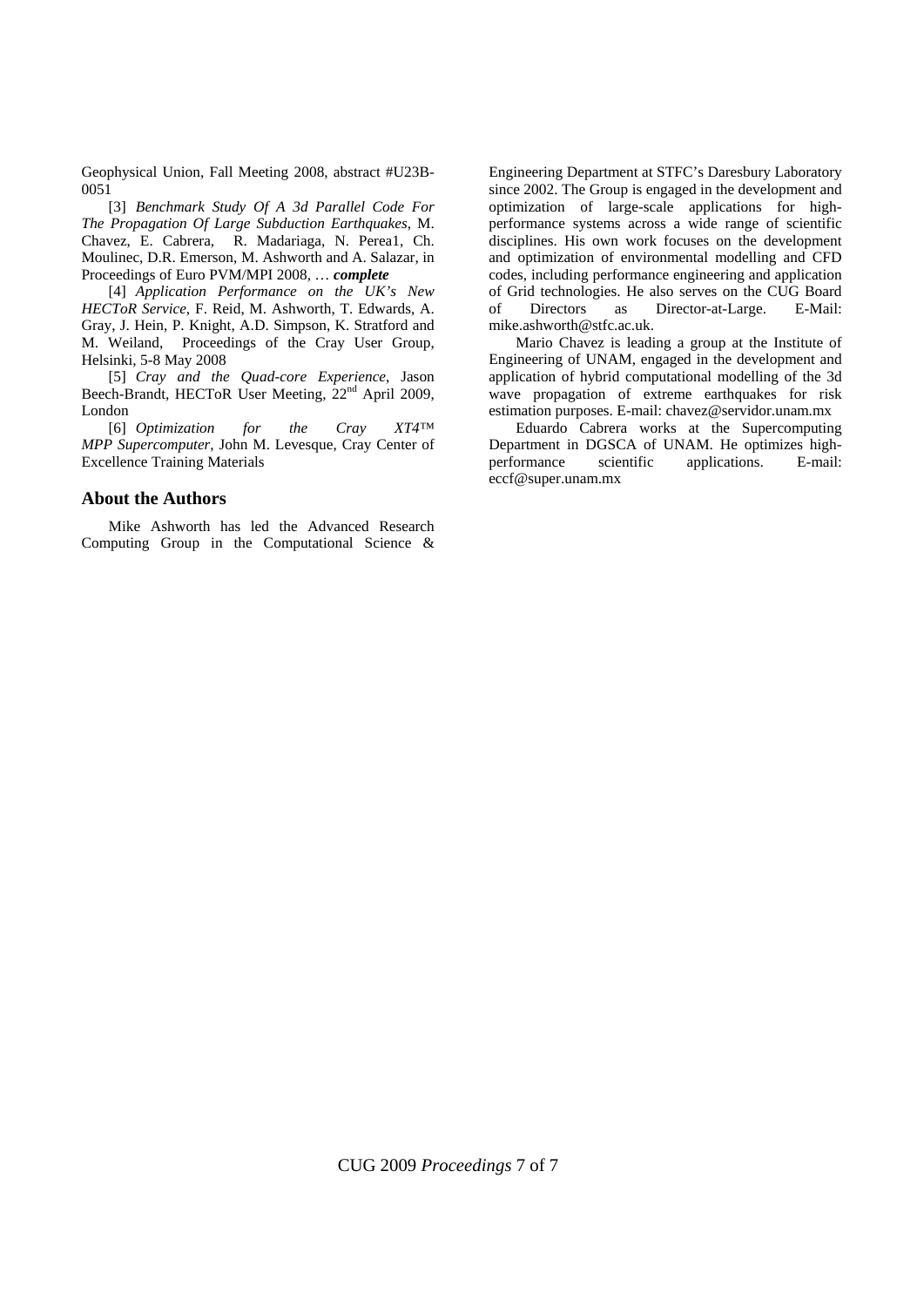Geophysical Union, Fall Meeting 2008, abstract #U23B-0051

[3] *Benchmark Study Of A 3d Parallel Code For The Propagation Of Large Subduction Earthquakes*, M. Chavez, E. Cabrera, R. Madariaga, N. Perea1, Ch. Moulinec, D.R. Emerson, M. Ashworth and A. Salazar, in Proceedings of Euro PVM/MPI 2008, … ***complete***

[4] *Application Performance on the UK's New HECToR Service*, F. Reid, M. Ashworth, T. Edwards, A. Gray, J. Hein, P. Knight, A.D. Simpson, K. Stratford and M. Weiland, Proceedings of the Cray User Group, Helsinki, 5-8 May 2008

[5] *Cray and the Quad-core Experience*, Jason Beech-Brandt, HECToR User Meeting, 22nd April 2009, London

[6] *Optimization for the Cray XT4™ MPP Supercomputer*, John M. Levesque, Cray Center of Excellence Training Materials

## About the Authors

Mike Ashworth has led the Advanced Research Computing Group in the Computational Science & Engineering Department at STFC's Daresbury Laboratory since 2002. The Group is engaged in the development and optimization of large-scale applications for high-performance systems across a wide range of scientific disciplines. His own work focuses on the development and optimization of environmental modelling and CFD codes, including performance engineering and application of Grid technologies. He also serves on the CUG Board of Directors as Director-at-Large. E-Mail: mike.ashworth@stfc.ac.uk.

Mario Chavez is leading a group at the Institute of Engineering of UNAM, engaged in the development and application of hybrid computational modelling of the 3d wave propagation of extreme earthquakes for risk estimation purposes. E-mail: chavez@servidor.unam.mx

Eduardo Cabrera works at the Supercomputing Department in DGSCA of UNAM. He optimizes high-performance scientific applications. E-mail: eccf@super.unam.mx